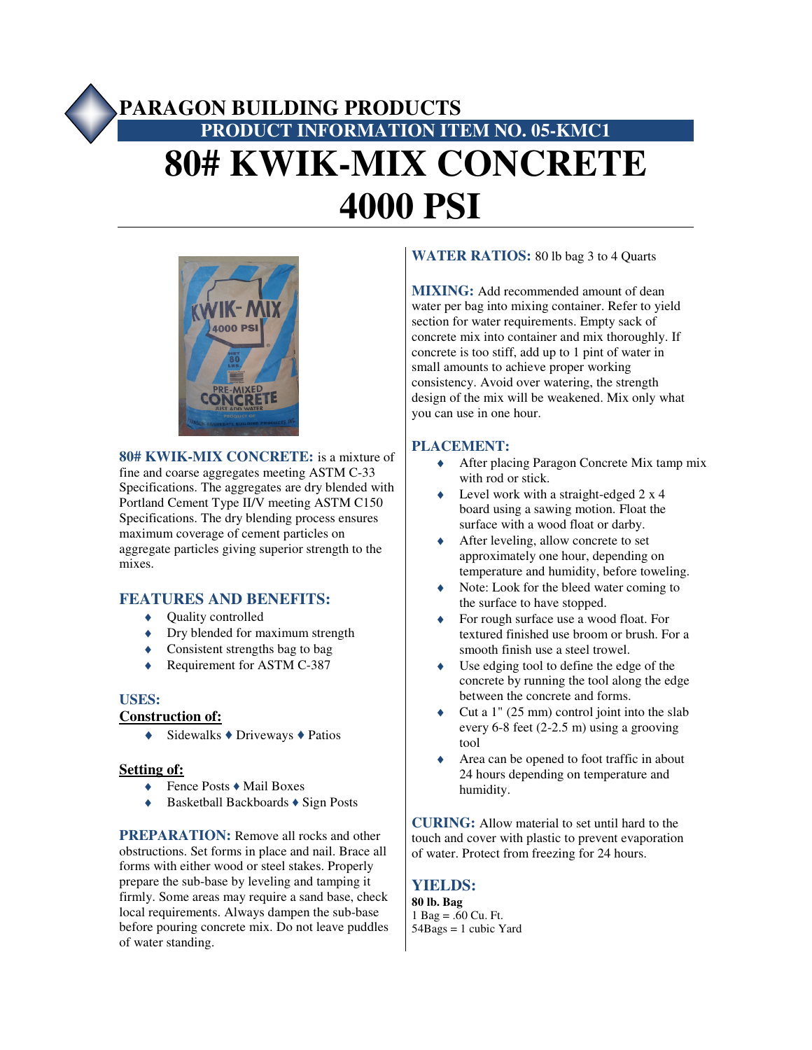# PARAGON BUILDING PRODUCTS

## PRODUCT INFORMATION ITEM NO. 05-KMC1

# 80# KWIK-MIX CONCRETE 4000 PSI

**80# KWIK-MIX CONCRETE:** is a mixture of fine and coarse aggregates meeting ASTM C-33 Specifications. The aggregates are dry blended with Portland Cement Type II/V meeting ASTM C150 Specifications. The dry blending process ensures maximum coverage of cement particles on aggregate particles giving superior strength to the mixes.

## FEATURES AND BENEFITS:

- Quality controlled
- Dry blended for maximum strength
- Consistent strengths bag to bag
- Requirement for ASTM C-387

## USES:

**Construction of:**

- Sidewalks ♦ Driveways ♦ Patios

**Setting of:**

- Fence Posts ♦ Mail Boxes
- Basketball Backboards ♦ Sign Posts

**PREPARATION:** Remove all rocks and other obstructions. Set forms in place and nail. Brace all forms with either wood or steel stakes. Properly prepare the sub-base by leveling and tamping it firmly. Some areas may require a sand base, check local requirements. Always dampen the sub-base before pouring concrete mix. Do not leave puddles of water standing.

**WATER RATIOS:** 80 lb bag 3 to 4 Quarts

**MIXING:** Add recommended amount of dean water per bag into mixing container. Refer to yield section for water requirements. Empty sack of concrete mix into container and mix thoroughly. If concrete is too stiff, add up to 1 pint of water in small amounts to achieve proper working consistency. Avoid over watering, the strength design of the mix will be weakened. Mix only what you can use in one hour.

**PLACEMENT:**

- After placing Paragon Concrete Mix tamp mix with rod or stick.
- Level work with a straight-edged 2 x 4 board using a sawing motion. Float the surface with a wood float or darby.
- After leveling, allow concrete to set approximately one hour, depending on temperature and humidity, before toweling.
- Note: Look for the bleed water coming to the surface to have stopped.
- For rough surface use a wood float. For textured finished use broom or brush. For a smooth finish use a steel trowel.
- Use edging tool to define the edge of the concrete by running the tool along the edge between the concrete and forms.
- Cut a 1" (25 mm) control joint into the slab every 6-8 feet (2-2.5 m) using a grooving tool
- Area can be opened to foot traffic in about 24 hours depending on temperature and humidity.

**CURING:** Allow material to set until hard to the touch and cover with plastic to prevent evaporation of water. Protect from freezing for 24 hours.

## YIELDS:

**80 lb. Bag**
1 Bag = .60 Cu. Ft.
54Bags = 1 cubic Yard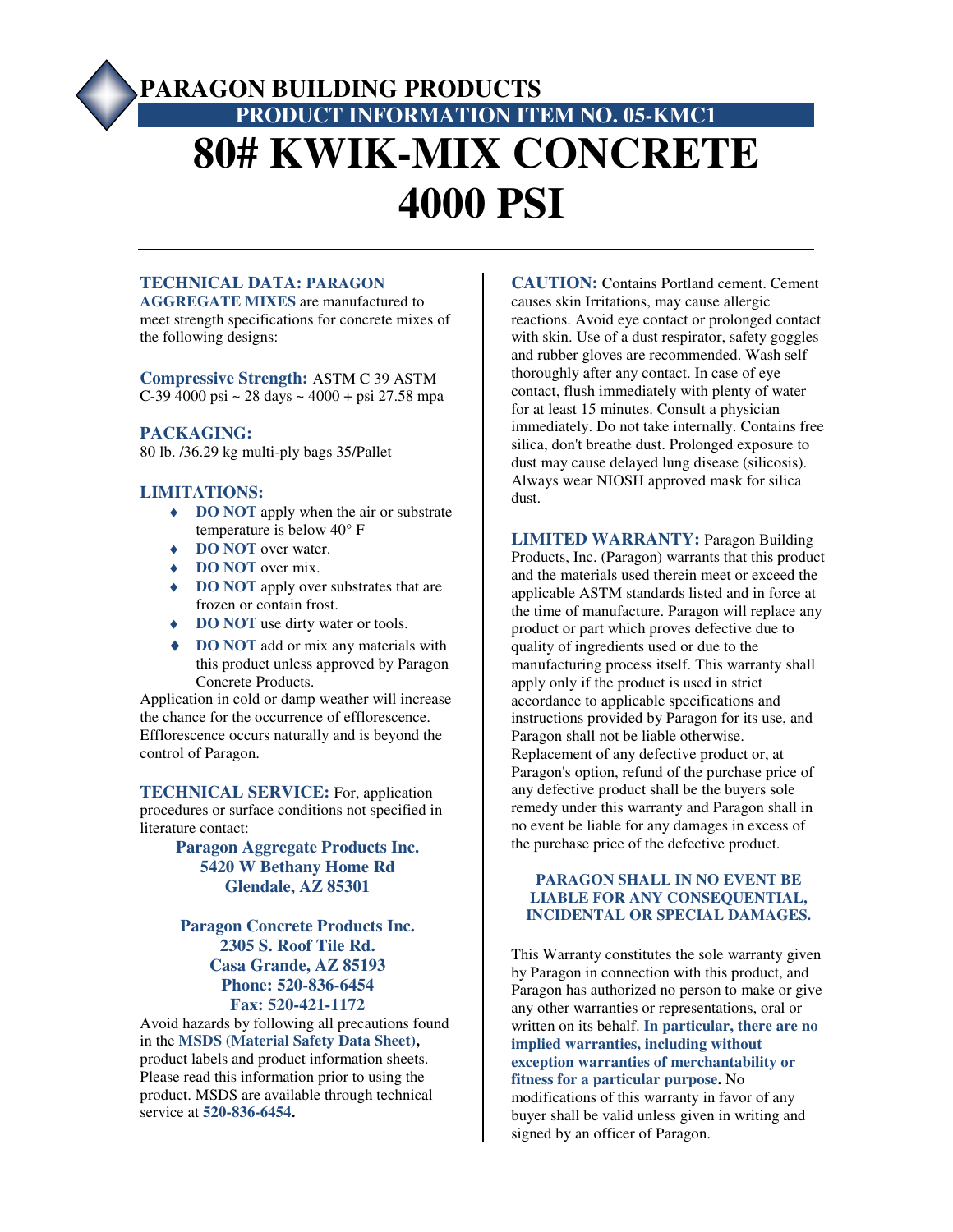# PARAGON BUILDING PRODUCTS

## PRODUCT INFORMATION ITEM NO. 05-KMC1

# 80# KWIK-MIX CONCRETE 4000 PSI

**TECHNICAL DATA: PARAGON AGGREGATE MIXES** are manufactured to meet strength specifications for concrete mixes of the following designs:

**Compressive Strength:** ASTM C 39 ASTM C-39 4000 psi ~ 28 days ~ 4000 + psi 27.58 mpa

**PACKAGING:**
80 lb. /36.29 kg multi-ply bags 35/Pallet

**LIMITATIONS:**

- **DO NOT** apply when the air or substrate temperature is below 40° F
- **DO NOT** over water.
- **DO NOT** over mix.
- **DO NOT** apply over substrates that are frozen or contain frost.
- **DO NOT** use dirty water or tools.
- **DO NOT** add or mix any materials with this product unless approved by Paragon Concrete Products.

Application in cold or damp weather will increase the chance for the occurrence of efflorescence. Efflorescence occurs naturally and is beyond the control of Paragon.

**TECHNICAL SERVICE:** For, application procedures or surface conditions not specified in literature contact:

**Paragon Aggregate Products Inc.**
**5420 W Bethany Home Rd**
**Glendale, AZ 85301**

**Paragon Concrete Products Inc.**
**2305 S. Roof Tile Rd.**
**Casa Grande, AZ 85193**
**Phone: 520-836-6454**
**Fax: 520-421-1172**

Avoid hazards by following all precautions found in the **MSDS (Material Safety Data Sheet),** product labels and product information sheets. Please read this information prior to using the product. MSDS are available through technical service at **520-836-6454.**

**CAUTION:** Contains Portland cement. Cement causes skin Irritations, may cause allergic reactions. Avoid eye contact or prolonged contact with skin. Use of a dust respirator, safety goggles and rubber gloves are recommended. Wash self thoroughly after any contact. In case of eye contact, flush immediately with plenty of water for at least 15 minutes. Consult a physician immediately. Do not take internally. Contains free silica, don't breathe dust. Prolonged exposure to dust may cause delayed lung disease (silicosis). Always wear NIOSH approved mask for silica dust.

**LIMITED WARRANTY:** Paragon Building Products, Inc. (Paragon) warrants that this product and the materials used therein meet or exceed the applicable ASTM standards listed and in force at the time of manufacture. Paragon will replace any product or part which proves defective due to quality of ingredients used or due to the manufacturing process itself. This warranty shall apply only if the product is used in strict accordance to applicable specifications and instructions provided by Paragon for its use, and Paragon shall not be liable otherwise. Replacement of any defective product or, at Paragon's option, refund of the purchase price of any defective product shall be the buyers sole remedy under this warranty and Paragon shall in no event be liable for any damages in excess of the purchase price of the defective product.

**PARAGON SHALL IN NO EVENT BE LIABLE FOR ANY CONSEQUENTIAL, INCIDENTAL OR SPECIAL DAMAGES.**

This Warranty constitutes the sole warranty given by Paragon in connection with this product, and Paragon has authorized no person to make or give any other warranties or representations, oral or written on its behalf. **In particular, there are no implied warranties, including without exception warranties of merchantability or fitness for a particular purpose.** No modifications of this warranty in favor of any buyer shall be valid unless given in writing and signed by an officer of Paragon.